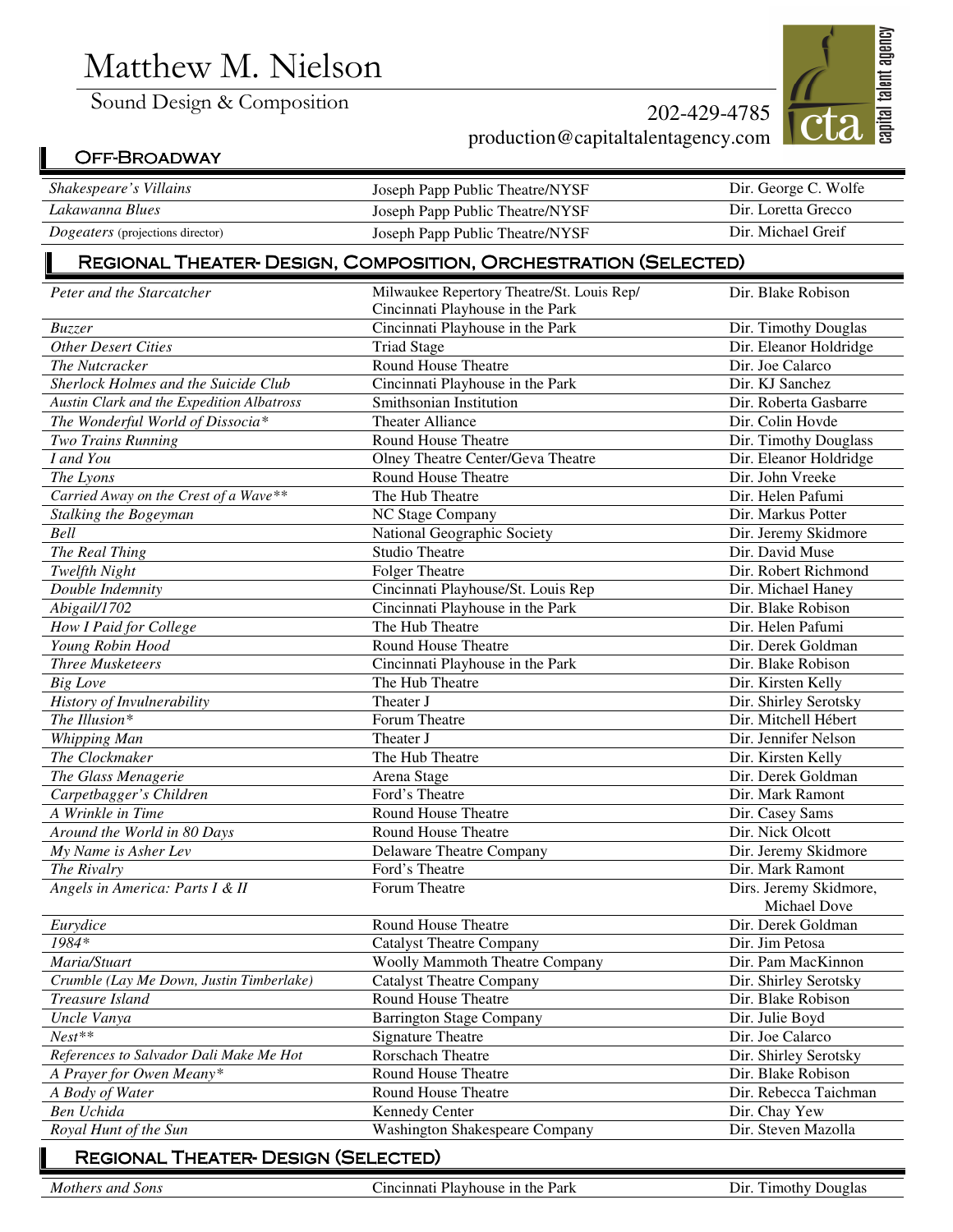# Matthew M. Nielson

Sound Design & Composition

202-429-4785
production@capitaltalentagency.com

capital talent agency

## Off-Broadway

| | | |
|---|---|---|
| *Shakespeare's Villains* | Joseph Papp Public Theatre/NYSF | Dir. George C. Wolfe |
| *Lakawanna Blues* | Joseph Papp Public Theatre/NYSF | Dir. Loretta Grecco |
| *Dogeaters* (projections director) | Joseph Papp Public Theatre/NYSF | Dir. Michael Greif |

## Regional Theater- Design, Composition, Orchestration (Selected)

| | | |
|---|---|---|
| *Peter and the Starcatcher* | Milwaukee Repertory Theatre/St. Louis Rep/ Cincinnati Playhouse in the Park | Dir. Blake Robison |
| *Buzzer* | Cincinnati Playhouse in the Park | Dir. Timothy Douglas |
| *Other Desert Cities* | Triad Stage | Dir. Eleanor Holdridge |
| *The Nutcracker* | Round House Theatre | Dir. Joe Calarco |
| *Sherlock Holmes and the Suicide Club* | Cincinnati Playhouse in the Park | Dir. KJ Sanchez |
| *Austin Clark and the Expedition Albatross* | Smithsonian Institution | Dir. Roberta Gasbarre |
| *The Wonderful World of Dissocia** | Theater Alliance | Dir. Colin Hovde |
| *Two Trains Running* | Round House Theatre | Dir. Timothy Douglass |
| *I and You* | Olney Theatre Center/Geva Theatre | Dir. Eleanor Holdridge |
| *The Lyons* | Round House Theatre | Dir. John Vreeke |
| *Carried Away on the Crest of a Wave*** | The Hub Theatre | Dir. Helen Pafumi |
| *Stalking the Bogeyman* | NC Stage Company | Dir. Markus Potter |
| *Bell* | National Geographic Society | Dir. Jeremy Skidmore |
| *The Real Thing* | Studio Theatre | Dir. David Muse |
| *Twelfth Night* | Folger Theatre | Dir. Robert Richmond |
| *Double Indemnity* | Cincinnati Playhouse/St. Louis Rep | Dir. Michael Haney |
| *Abigail/1702* | Cincinnati Playhouse in the Park | Dir. Blake Robison |
| *How I Paid for College* | The Hub Theatre | Dir. Helen Pafumi |
| *Young Robin Hood* | Round House Theatre | Dir. Derek Goldman |
| *Three Musketeers* | Cincinnati Playhouse in the Park | Dir. Blake Robison |
| *Big Love* | The Hub Theatre | Dir. Kirsten Kelly |
| *History of Invulnerability* | Theater J | Dir. Shirley Serotsky |
| *The Illusion** | Forum Theatre | Dir. Mitchell Hébert |
| *Whipping Man* | Theater J | Dir. Jennifer Nelson |
| *The Clockmaker* | The Hub Theatre | Dir. Kirsten Kelly |
| *The Glass Menagerie* | Arena Stage | Dir. Derek Goldman |
| *Carpetbagger's Children* | Ford's Theatre | Dir. Mark Ramont |
| *A Wrinkle in Time* | Round House Theatre | Dir. Casey Sams |
| *Around the World in 80 Days* | Round House Theatre | Dir. Nick Olcott |
| *My Name is Asher Lev* | Delaware Theatre Company | Dir. Jeremy Skidmore |
| *The Rivalry* | Ford's Theatre | Dir. Mark Ramont |
| *Angels in America: Parts I & II* | Forum Theatre | Dirs. Jeremy Skidmore, Michael Dove |
| *Eurydice* | Round House Theatre | Dir. Derek Goldman |
| *1984** | Catalyst Theatre Company | Dir. Jim Petosa |
| *Maria/Stuart* | Woolly Mammoth Theatre Company | Dir. Pam MacKinnon |
| *Crumble (Lay Me Down, Justin Timberlake)* | Catalyst Theatre Company | Dir. Shirley Serotsky |
| *Treasure Island* | Round House Theatre | Dir. Blake Robison |
| *Uncle Vanya* | Barrington Stage Company | Dir. Julie Boyd |
| *Nest*** | Signature Theatre | Dir. Joe Calarco |
| *References to Salvador Dali Make Me Hot* | Rorschach Theatre | Dir. Shirley Serotsky |
| *A Prayer for Owen Meany** | Round House Theatre | Dir. Blake Robison |
| *A Body of Water* | Round House Theatre | Dir. Rebecca Taichman |
| *Ben Uchida* | Kennedy Center | Dir. Chay Yew |
| *Royal Hunt of the Sun* | Washington Shakespeare Company | Dir. Steven Mazolla |

## Regional Theater- Design (Selected)

| | | |
|---|---|---|
| *Mothers and Sons* | Cincinnati Playhouse in the Park | Dir. Timothy Douglas |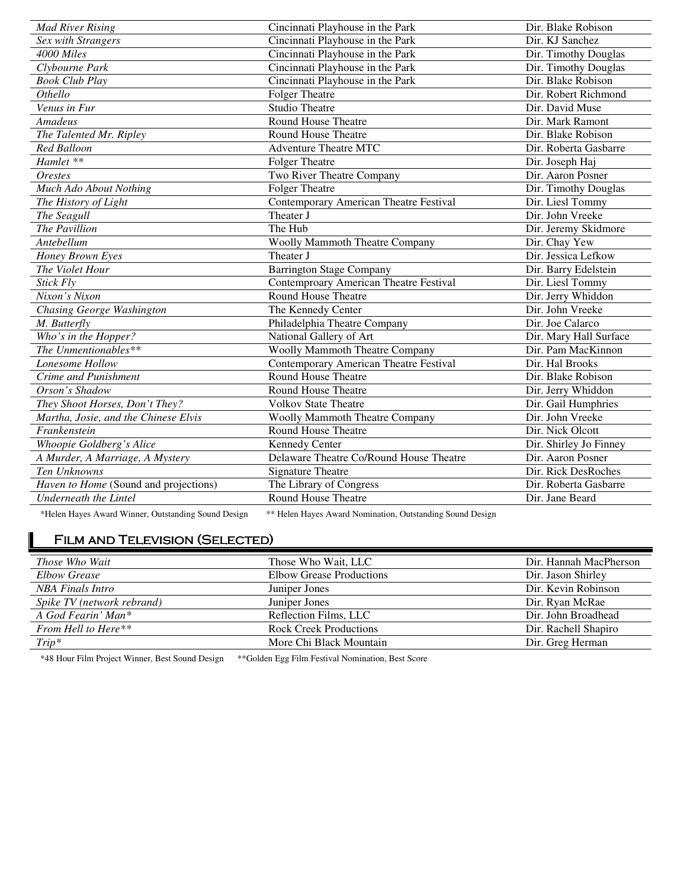| | | |
|---|---|---|
| *Mad River Rising* | Cincinnati Playhouse in the Park | Dir. Blake Robison |
| *Sex with Strangers* | Cincinnati Playhouse in the Park | Dir. KJ Sanchez |
| *4000 Miles* | Cincinnati Playhouse in the Park | Dir. Timothy Douglas |
| *Clybourne Park* | Cincinnati Playhouse in the Park | Dir. Timothy Douglas |
| *Book Club Play* | Cincinnati Playhouse in the Park | Dir. Blake Robison |
| *Othello* | Folger Theatre | Dir. Robert Richmond |
| *Venus in Fur* | Studio Theatre | Dir. David Muse |
| *Amadeus* | Round House Theatre | Dir. Mark Ramont |
| *The Talented Mr. Ripley* | Round House Theatre | Dir. Blake Robison |
| *Red Balloon* | Adventure Theatre MTC | Dir. Roberta Gasbarre |
| *Hamlet \*\** | Folger Theatre | Dir. Joseph Haj |
| *Orestes* | Two River Theatre Company | Dir. Aaron Posner |
| *Much Ado About Nothing* | Folger Theatre | Dir. Timothy Douglas |
| *The History of Light* | Contemporary American Theatre Festival | Dir. Liesl Tommy |
| *The Seagull* | Theater J | Dir. John Vreeke |
| *The Pavillion* | The Hub | Dir. Jeremy Skidmore |
| *Antebellum* | Woolly Mammoth Theatre Company | Dir. Chay Yew |
| *Honey Brown Eyes* | Theater J | Dir. Jessica Lefkow |
| *The Violet Hour* | Barrington Stage Company | Dir. Barry Edelstein |
| *Stick Fly* | Contemproary American Theatre Festival | Dir. Liesl Tommy |
| *Nixon's Nixon* | Round House Theatre | Dir. Jerry Whiddon |
| *Chasing George Washington* | The Kennedy Center | Dir. John Vreeke |
| *M. Butterfly* | Philadelphia Theatre Company | Dir. Joe Calarco |
| *Who's in the Hopper?* | National Gallery of Art | Dir. Mary Hall Surface |
| *The Unmentionables\*\** | Woolly Mammoth Theatre Company | Dir. Pam MacKinnon |
| *Lonesome Hollow* | Contemporary American Theatre Festival | Dir. Hal Brooks |
| *Crime and Punishment* | Round House Theatre | Dir. Blake Robison |
| *Orson's Shadow* | Round House Theatre | Dir. Jerry Whiddon |
| *They Shoot Horses, Don't They?* | Volkov State Theatre | Dir. Gail Humphries |
| *Martha, Josie, and the Chinese Elvis* | Woolly Mammoth Theatre Company | Dir. John Vreeke |
| *Frankenstein* | Round House Theatre | Dir. Nick Olcott |
| *Whoopie Goldberg's Alice* | Kennedy Center | Dir. Shirley Jo Finney |
| *A Murder, A Marriage, A Mystery* | Delaware Theatre Co/Round House Theatre | Dir. Aaron Posner |
| *Ten Unknowns* | Signature Theatre | Dir. Rick DesRoches |
| *Haven to Home* (Sound and projections) | The Library of Congress | Dir. Roberta Gasbarre |
| *Underneath the Lintel* | Round House Theatre | Dir. Jane Beard |

*Helen Hayes Award Winner, Outstanding Sound Design    ** Helen Hayes Award Nomination, Outstanding Sound Design

## Film and Television (Selected)

| | | |
|---|---|---|
| *Those Who Wait* | Those Who Wait, LLC | Dir. Hannah MacPherson |
| *Elbow Grease* | Elbow Grease Productions | Dir. Jason Shirley |
| *NBA Finals Intro* | Juniper Jones | Dir. Kevin Robinson |
| *Spike TV (network rebrand)* | Juniper Jones | Dir. Ryan McRae |
| *A God Fearin' Man\** | Reflection Films, LLC | Dir. John Broadhead |
| *From Hell to Here\*\** | Rock Creek Productions | Dir. Rachell Shapiro |
| *Trip\** | More Chi Black Mountain | Dir. Greg Herman |

*48 Hour Film Project Winner, Best Sound Design    **Golden Egg Film Festival Nomination, Best Score